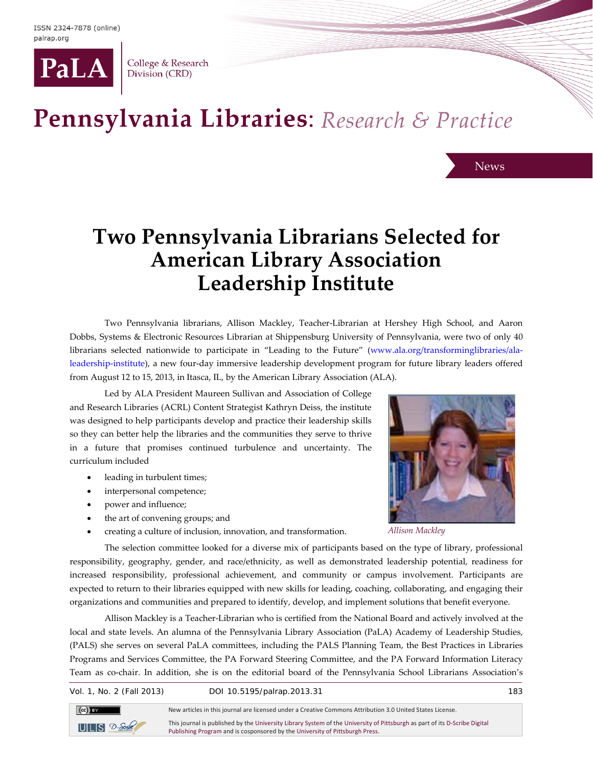News

# Two Pennsylvania Librarians Selected for American Library Association Leadership Institute

Two Pennsylvania librarians, Allison Mackley, Teacher-Librarian at Hershey High School, and Aaron Dobbs, Systems & Electronic Resources Librarian at Shippensburg University of Pennsylvania, were two of only 40 librarians selected nationwide to participate in "Leading to the Future" (www.ala.org/transforminglibraries/ala-leadership-institute), a new four-day immersive leadership development program for future library leaders offered from August 12 to 15, 2013, in Itasca, IL, by the American Library Association (ALA).

Led by ALA President Maureen Sullivan and Association of College and Research Libraries (ACRL) Content Strategist Kathryn Deiss, the institute was designed to help participants develop and practice their leadership skills so they can better help the libraries and the communities they serve to thrive in a future that promises continued turbulence and uncertainty. The curriculum included

- leading in turbulent times;
- interpersonal competence;
- power and influence;
- the art of convening groups; and
- creating a culture of inclusion, innovation, and transformation.

*Allison Mackley*

The selection committee looked for a diverse mix of participants based on the type of library, professional responsibility, geography, gender, and race/ethnicity, as well as demonstrated leadership potential, readiness for increased responsibility, professional achievement, and community or campus involvement. Participants are expected to return to their libraries equipped with new skills for leading, coaching, collaborating, and engaging their organizations and communities and prepared to identify, develop, and implement solutions that benefit everyone.

Allison Mackley is a Teacher-Librarian who is certified from the National Board and actively involved at the local and state levels. An alumna of the Pennsylvania Library Association (PaLA) Academy of Leadership Studies, (PALS) she serves on several PaLA committees, including the PALS Planning Team, the Best Practices in Libraries Programs and Services Committee, the PA Forward Steering Committee, and the PA Forward Information Literacy Team as co-chair. In addition, she is on the editorial board of the Pennsylvania School Librarians Association's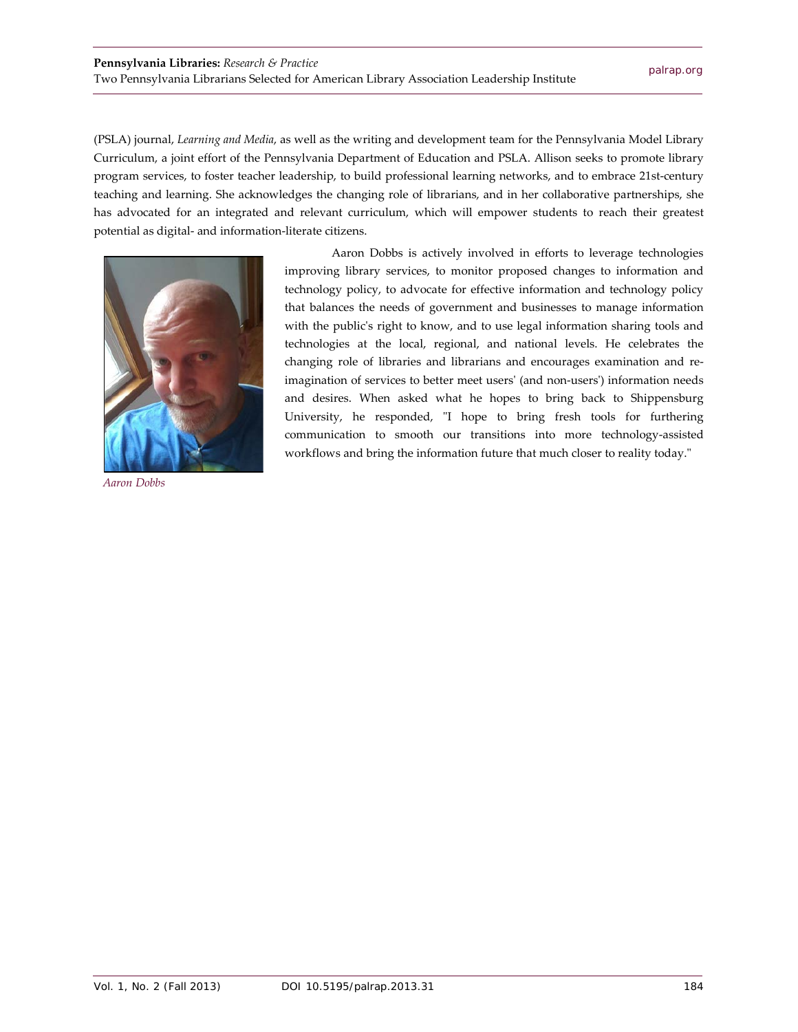(PSLA) journal, *Learning and Media*, as well as the writing and development team for the Pennsylvania Model Library Curriculum, a joint effort of the Pennsylvania Department of Education and PSLA. Allison seeks to promote library program services, to foster teacher leadership, to build professional learning networks, and to embrace 21st-century teaching and learning. She acknowledges the changing role of librarians, and in her collaborative partnerships, she has advocated for an integrated and relevant curriculum, which will empower students to reach their greatest potential as digital- and information-literate citizens.

*Aaron Dobbs*

Aaron Dobbs is actively involved in efforts to leverage technologies improving library services, to monitor proposed changes to information and technology policy, to advocate for effective information and technology policy that balances the needs of government and businesses to manage information with the public's right to know, and to use legal information sharing tools and technologies at the local, regional, and national levels. He celebrates the changing role of libraries and librarians and encourages examination and re-imagination of services to better meet users' (and non-users') information needs and desires. When asked what he hopes to bring back to Shippensburg University, he responded, "I hope to bring fresh tools for furthering communication to smooth our transitions into more technology-assisted workflows and bring the information future that much closer to reality today."